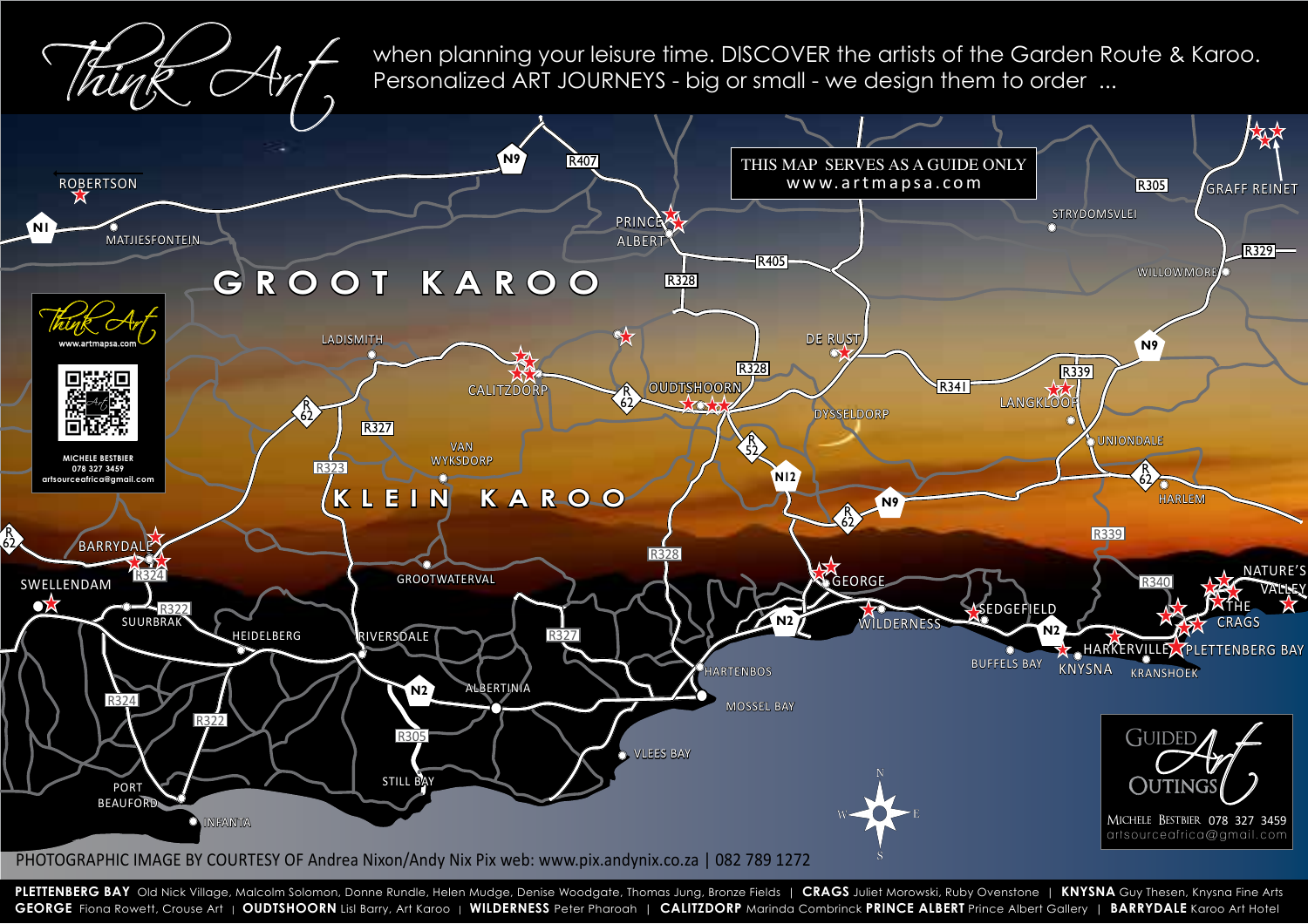# Think Art

when planning your leisure time. DISCOVER the artists of the Garden Route & Karoo. Personalized ART JOURNEYS - big or small - we design them to order ...

THIS MAP SERVES AS A GUIDE ONLY
www.artmapsa.com

GROOT KAROO

KLEIN KAROO

ROBERTSON · MATJIESFONTEIN · PRINCE ALBERT · STRYDOMSVLEI · GRAFF REINET · WILLOWMORE · LADISMITH · CALITZDORP · OUDTSHOORN · DE RUST · DYSSELDORP · LANGKLOOF · UNIONDALE · HARLEM · VAN WYKSDORP · BARRYDALE · SWELLENDAM · SUURBRAK · HEIDELBERG · GROOTWATERVAL · RIVERSDALE · ALBERTINIA · GEORGE · WILDERNESS · SEDGEFIELD · BUFFELS BAY · KNYSNA · HARKERVILLE · KRANSHOEK · PLETTENBERG BAY · THE CRAGS · NATURE'S VALLEY · HARTENBOS · MOSSEL BAY · VLEES BAY · STILL BAY · PORT BEAUFORD · INFANTA

N1 · N9 · N12 · N2 · R407 · R328 · R405 · R305 · R329 · R339 · R341 · R62 · R52 · R327 · R323 · R324 · R322 · R340

Think Art
www.artmapsa.com
MICHELE BESTBIER
078 327 3459
artsourceafrica@gmail.com

GUIDED Art OUTINGS
MICHELE BESTBIER 078 327 3459
artsourceafrica@gmail.com

PHOTOGRAPHIC IMAGE BY COURTESY OF Andrea Nixon/Andy Nix Pix web: www.pix.andynix.co.za | 082 789 1272

**PLETTENBERG BAY** Old Nick Village, Malcolm Solomon, Donne Rundle, Helen Mudge, Denise Woodgate, Thomas Jung, Bronze Fields | **CRAGS** Juliet Morowski, Ruby Ovenstone | **KNYSNA** Guy Thesen, Knysna Fine Arts
**GEORGE** Fiona Rowett, Crouse Art | **OUDTSHOORN** Lisl Barry, Art Karoo | **WILDERNESS** Peter Pharoah | **CALITZDORP** Marinda Combrinck **PRINCE ALBERT** Prince Albert Gallery | **BARRYDALE** Karoo Art Hotel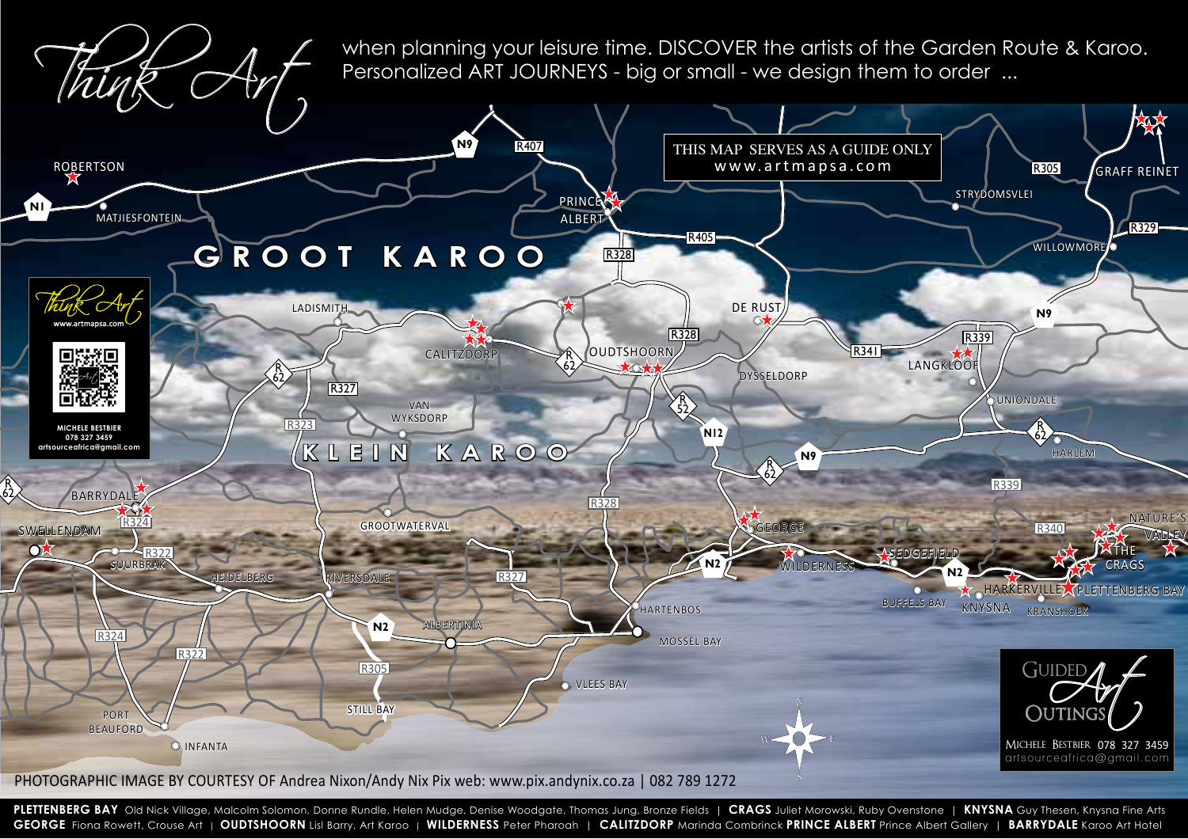# Think Art

when planning your leisure time. DISCOVER the artists of the Garden Route & Karoo. Personalized ART JOURNEYS - big or small - we design them to order ...

THIS MAP SERVES AS A GUIDE ONLY
www.artmapsa.com

GROOT KAROO

KLEIN KAROO

ROBERTSON
MATJIESFONTEIN
N1
N9
R407
PRINCE ALBERT
R328
R405
GRAFF REINET
R305
STRYDOMSVLEI
R329
WILLOWMORE
N9
LADISMITH
CALITZDORP
R62
OUDTSHOORN
R328
DE RUST
DYSSELDORP
R341
R339
LANGKLOOF
UNIONDALE
R62
HARLEM
R62
R327
R323
VAN WYKSDORP
R52
N12
N9
R62
R339
R62
BARRYDALE
R324
SWELLENDAM
R322
SUURBRAK
HEIDELBERG
RIVERSDALE
GROOTWATERVAL
R328
R327
GEORGE
WILDERNESS
SEDGEFIELD
N2
R340
NATURE'S VALLEY
THE CRAGS
HARKERVILLE
PLETTENBERG BAY
KNYSNA
KRANSHOEK
BUFFELS BAY
N2
HARTENBOS
MOSSEL BAY
ALBERTINIA
N2
R305
STILL BAY
VLEES BAY
R324
R322
PORT BEAUFORD
INFANTA

Think Art
www.artmapsa.com
MICHELE BESTBIER
078 327 3459
artsourceafrica@gmail.com

GUIDED Art OUTINGS
MICHELE BESTBIER 078 327 3459
artsourceafrica@gmail.com

PHOTOGRAPHIC IMAGE BY COURTESY OF Andrea Nixon/Andy Nix Pix web: www.pix.andynix.co.za | 082 789 1272

**PLETTENBERG BAY** Old Nick Village, Malcolm Solomon, Donne Rundle, Helen Mudge, Denise Woodgate, Thomas Jung, Bronze Fields | **CRAGS** Juliet Morowski, Ruby Ovenstone | **KNYSNA** Guy Thesen, Knysna Fine Arts
**GEORGE** Fiona Rowett, Crouse Art | **OUDTSHOORN** Lisl Barry, Art Karoo | **WILDERNESS** Peter Pharoah | **CALITZDORP** Marinda Combrinck **PRINCE ALBERT** Prince Albert Gallery | **BARRYDALE** Karoo Art Hotel